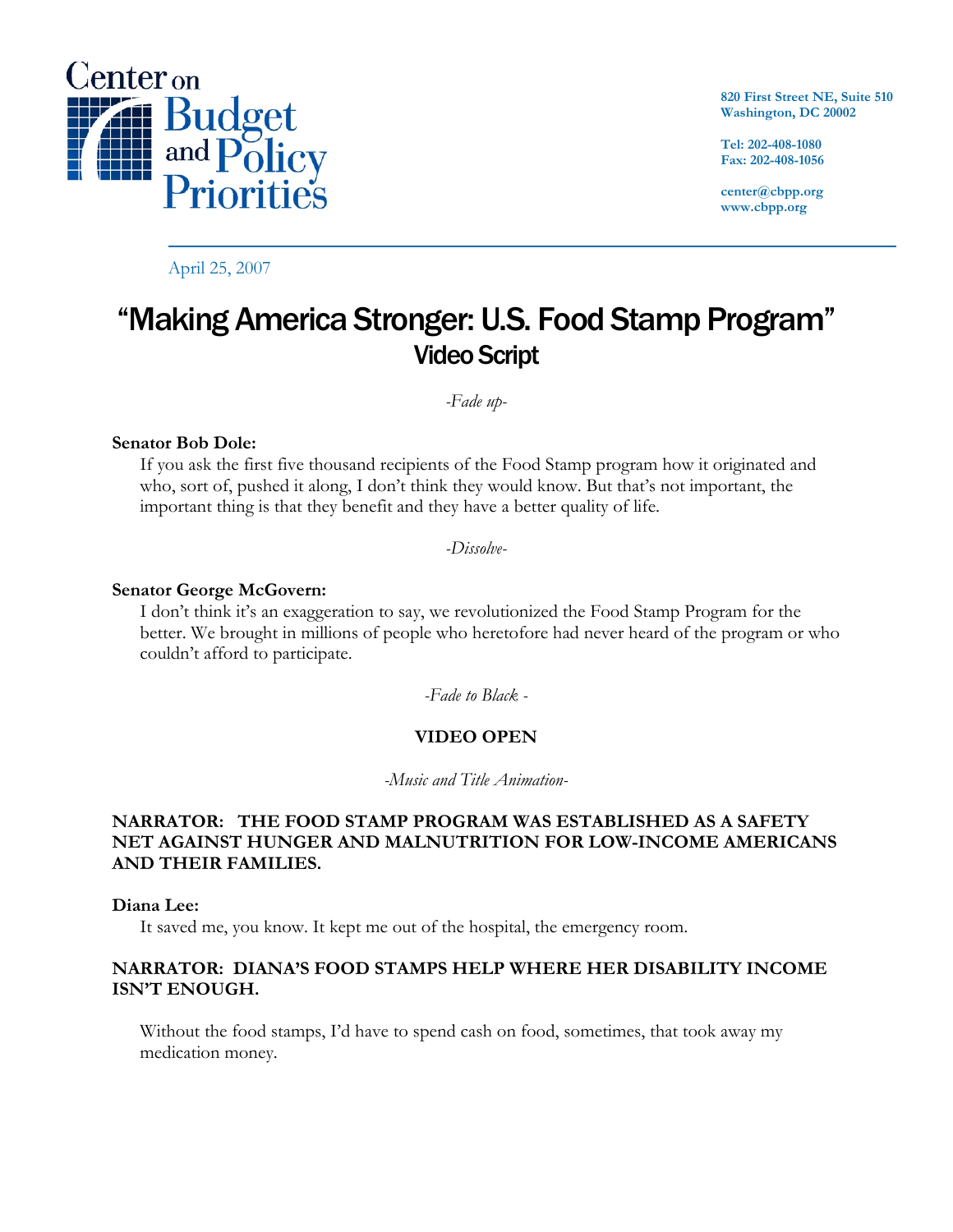Center on Budget and Policy Priorities

820 First Street NE, Suite 510
Washington, DC 20002

Tel: 202-408-1080
Fax: 202-408-1056

center@cbpp.org
www.cbpp.org

April 25, 2007

# "Making America Stronger: U.S. Food Stamp Program"
## Video Script

*-Fade up-*

**Senator Bob Dole:**

If you ask the first five thousand recipients of the Food Stamp program how it originated and who, sort of, pushed it along, I don't think they would know. But that's not important, the important thing is that they benefit and they have a better quality of life.

*-Dissolve-*

**Senator George McGovern:**

I don't think it's an exaggeration to say, we revolutionized the Food Stamp Program for the better. We brought in millions of people who heretofore had never heard of the program or who couldn't afford to participate.

*-Fade to Black -*

**VIDEO OPEN**

*-Music and Title Animation-*

**NARRATOR: THE FOOD STAMP PROGRAM WAS ESTABLISHED AS A SAFETY NET AGAINST HUNGER AND MALNUTRITION FOR LOW-INCOME AMERICANS AND THEIR FAMILIES.**

**Diana Lee:**

It saved me, you know. It kept me out of the hospital, the emergency room.

**NARRATOR: DIANA'S FOOD STAMPS HELP WHERE HER DISABILITY INCOME ISN'T ENOUGH.**

Without the food stamps, I'd have to spend cash on food, sometimes, that took away my medication money.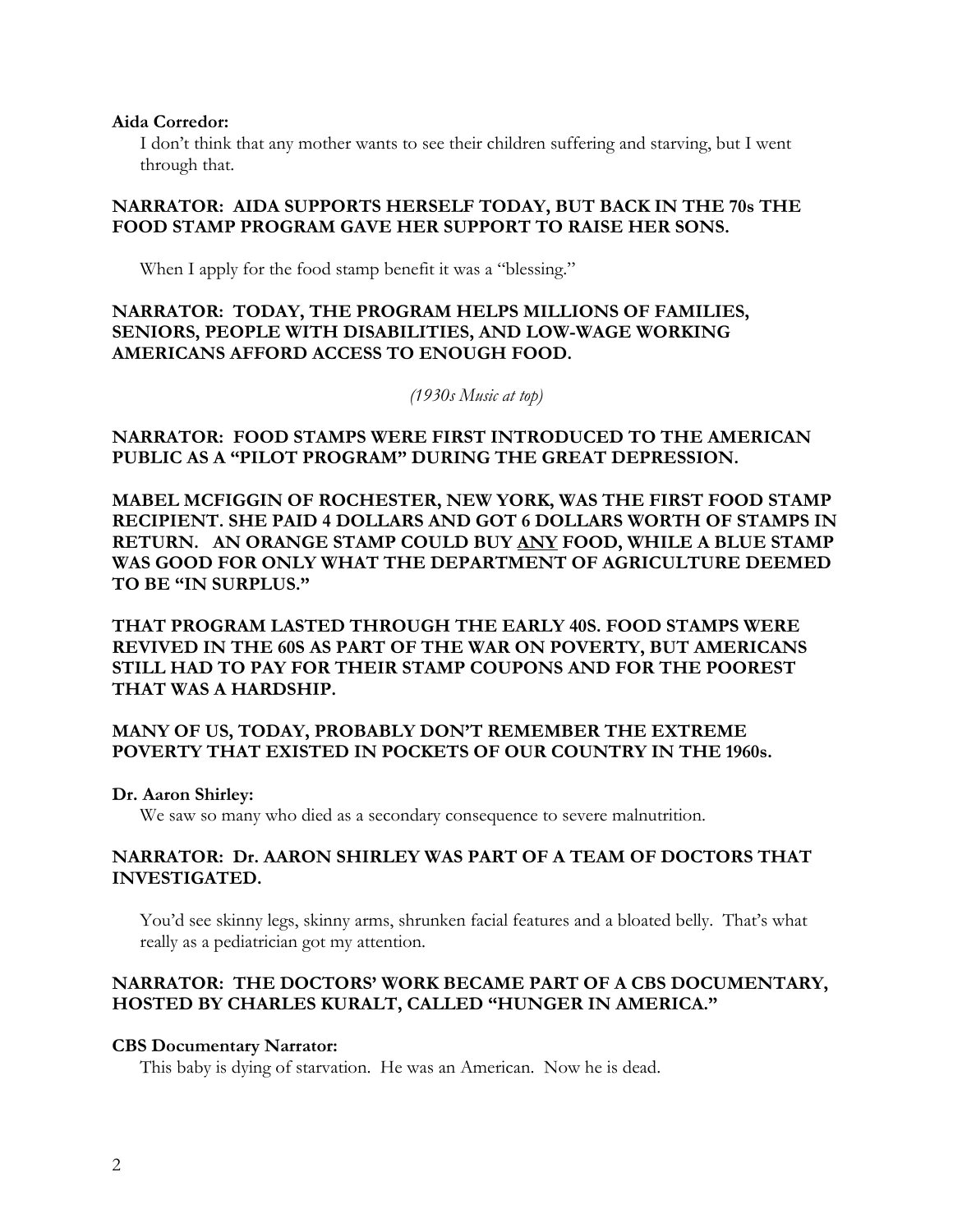**Aida Corredor:**

I don't think that any mother wants to see their children suffering and starving, but I went through that.

**NARRATOR: AIDA SUPPORTS HERSELF TODAY, BUT BACK IN THE 70s THE FOOD STAMP PROGRAM GAVE HER SUPPORT TO RAISE HER SONS.**

When I apply for the food stamp benefit it was a "blessing."

**NARRATOR: TODAY, THE PROGRAM HELPS MILLIONS OF FAMILIES, SENIORS, PEOPLE WITH DISABILITIES, AND LOW-WAGE WORKING AMERICANS AFFORD ACCESS TO ENOUGH FOOD.**

*(1930s Music at top)*

**NARRATOR: FOOD STAMPS WERE FIRST INTRODUCED TO THE AMERICAN PUBLIC AS A "PILOT PROGRAM" DURING THE GREAT DEPRESSION.**

**MABEL MCFIGGIN OF ROCHESTER, NEW YORK, WAS THE FIRST FOOD STAMP RECIPIENT. SHE PAID 4 DOLLARS AND GOT 6 DOLLARS WORTH OF STAMPS IN RETURN. AN ORANGE STAMP COULD BUY <u>ANY</u> FOOD, WHILE A BLUE STAMP WAS GOOD FOR ONLY WHAT THE DEPARTMENT OF AGRICULTURE DEEMED TO BE "IN SURPLUS."**

**THAT PROGRAM LASTED THROUGH THE EARLY 40S. FOOD STAMPS WERE REVIVED IN THE 60S AS PART OF THE WAR ON POVERTY, BUT AMERICANS STILL HAD TO PAY FOR THEIR STAMP COUPONS AND FOR THE POOREST THAT WAS A HARDSHIP.**

**MANY OF US, TODAY, PROBABLY DON'T REMEMBER THE EXTREME POVERTY THAT EXISTED IN POCKETS OF OUR COUNTRY IN THE 1960s.**

**Dr. Aaron Shirley:**

We saw so many who died as a secondary consequence to severe malnutrition.

**NARRATOR: Dr. AARON SHIRLEY WAS PART OF A TEAM OF DOCTORS THAT INVESTIGATED.**

You'd see skinny legs, skinny arms, shrunken facial features and a bloated belly. That's what really as a pediatrician got my attention.

**NARRATOR: THE DOCTORS' WORK BECAME PART OF A CBS DOCUMENTARY, HOSTED BY CHARLES KURALT, CALLED "HUNGER IN AMERICA."**

**CBS Documentary Narrator:**

This baby is dying of starvation. He was an American. Now he is dead.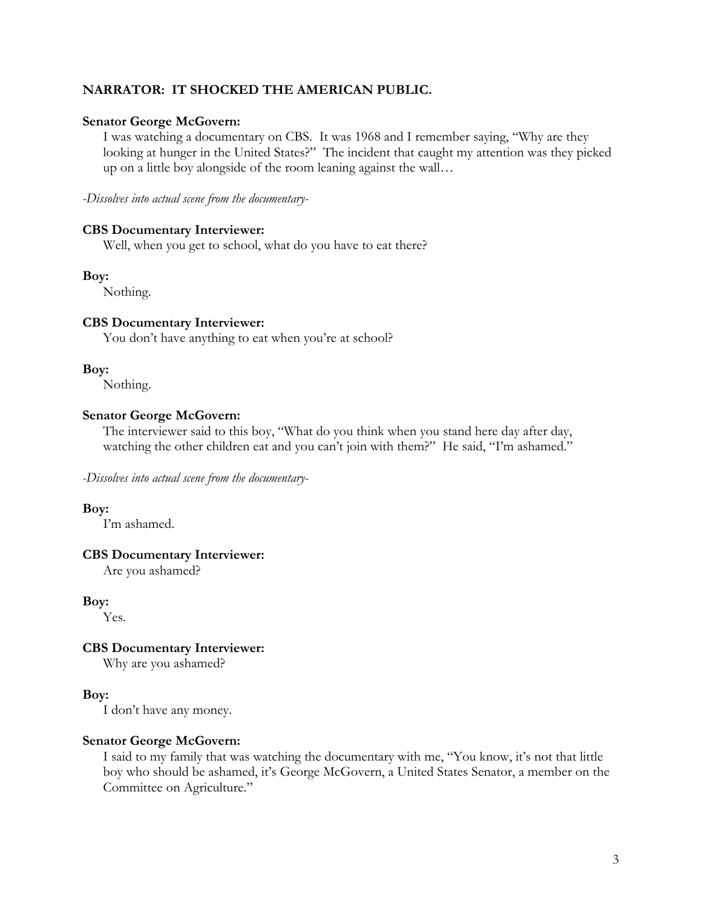**NARRATOR: IT SHOCKED THE AMERICAN PUBLIC.**

**Senator George McGovern:**

I was watching a documentary on CBS. It was 1968 and I remember saying, "Why are they looking at hunger in the United States?" The incident that caught my attention was they picked up on a little boy alongside of the room leaning against the wall…

*-Dissolves into actual scene from the documentary-*

**CBS Documentary Interviewer:**

Well, when you get to school, what do you have to eat there?

**Boy:**

Nothing.

**CBS Documentary Interviewer:**

You don't have anything to eat when you're at school?

**Boy:**

Nothing.

**Senator George McGovern:**

The interviewer said to this boy, "What do you think when you stand here day after day, watching the other children eat and you can't join with them?" He said, "I'm ashamed."

*-Dissolves into actual scene from the documentary-*

**Boy:**

I'm ashamed.

**CBS Documentary Interviewer:**

Are you ashamed?

**Boy:**

Yes.

**CBS Documentary Interviewer:**

Why are you ashamed?

**Boy:**

I don't have any money.

**Senator George McGovern:**

I said to my family that was watching the documentary with me, "You know, it's not that little boy who should be ashamed, it's George McGovern, a United States Senator, a member on the Committee on Agriculture."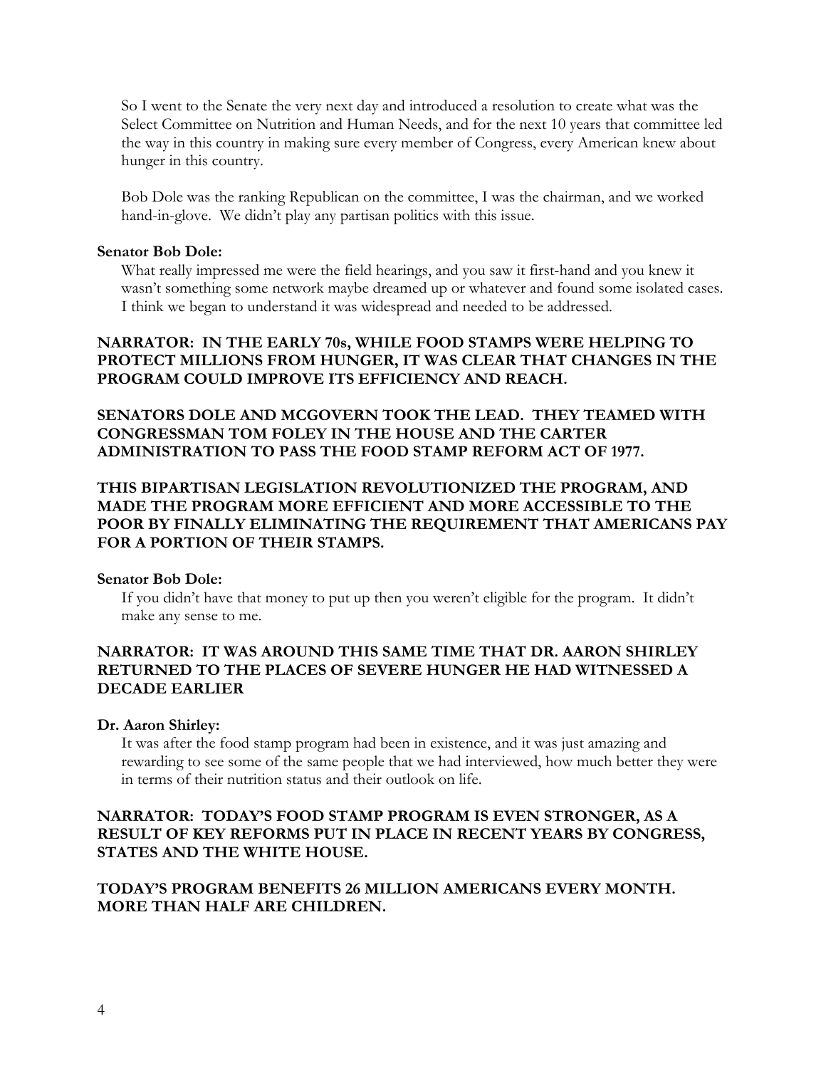So I went to the Senate the very next day and introduced a resolution to create what was the Select Committee on Nutrition and Human Needs, and for the next 10 years that committee led the way in this country in making sure every member of Congress, every American knew about hunger in this country.

Bob Dole was the ranking Republican on the committee, I was the chairman, and we worked hand-in-glove. We didn't play any partisan politics with this issue.

**Senator Bob Dole:**

What really impressed me were the field hearings, and you saw it first-hand and you knew it wasn't something some network maybe dreamed up or whatever and found some isolated cases. I think we began to understand it was widespread and needed to be addressed.

**NARRATOR: IN THE EARLY 70s, WHILE FOOD STAMPS WERE HELPING TO PROTECT MILLIONS FROM HUNGER, IT WAS CLEAR THAT CHANGES IN THE PROGRAM COULD IMPROVE ITS EFFICIENCY AND REACH.**

**SENATORS DOLE AND MCGOVERN TOOK THE LEAD. THEY TEAMED WITH CONGRESSMAN TOM FOLEY IN THE HOUSE AND THE CARTER ADMINISTRATION TO PASS THE FOOD STAMP REFORM ACT OF 1977.**

**THIS BIPARTISAN LEGISLATION REVOLUTIONIZED THE PROGRAM, AND MADE THE PROGRAM MORE EFFICIENT AND MORE ACCESSIBLE TO THE POOR BY FINALLY ELIMINATING THE REQUIREMENT THAT AMERICANS PAY FOR A PORTION OF THEIR STAMPS.**

**Senator Bob Dole:**

If you didn't have that money to put up then you weren't eligible for the program. It didn't make any sense to me.

**NARRATOR: IT WAS AROUND THIS SAME TIME THAT DR. AARON SHIRLEY RETURNED TO THE PLACES OF SEVERE HUNGER HE HAD WITNESSED A DECADE EARLIER**

**Dr. Aaron Shirley:**

It was after the food stamp program had been in existence, and it was just amazing and rewarding to see some of the same people that we had interviewed, how much better they were in terms of their nutrition status and their outlook on life.

**NARRATOR: TODAY'S FOOD STAMP PROGRAM IS EVEN STRONGER, AS A RESULT OF KEY REFORMS PUT IN PLACE IN RECENT YEARS BY CONGRESS, STATES AND THE WHITE HOUSE.**

**TODAY'S PROGRAM BENEFITS 26 MILLION AMERICANS EVERY MONTH. MORE THAN HALF ARE CHILDREN.**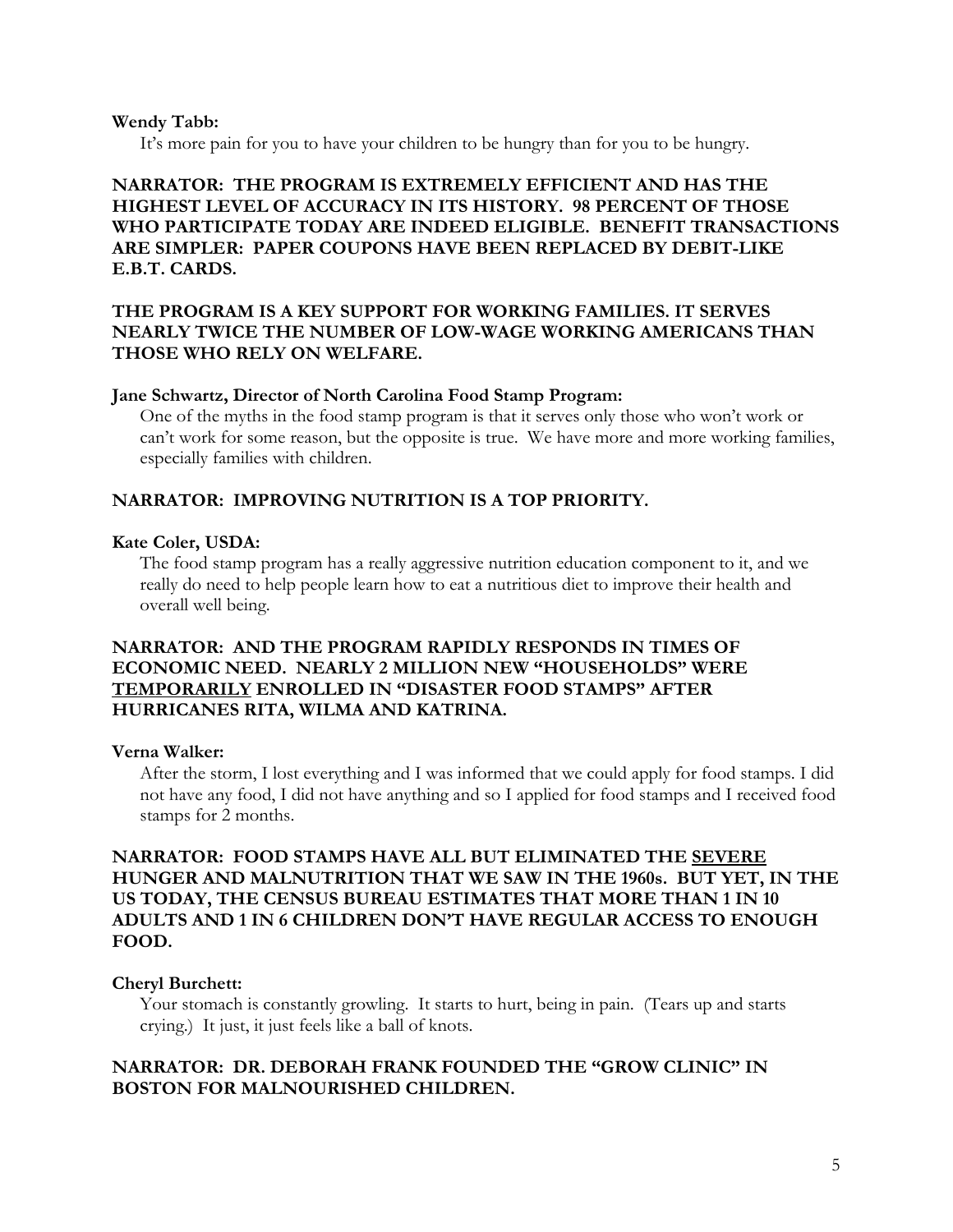**Wendy Tabb:**

It's more pain for you to have your children to be hungry than for you to be hungry.

**NARRATOR: THE PROGRAM IS EXTREMELY EFFICIENT AND HAS THE HIGHEST LEVEL OF ACCURACY IN ITS HISTORY. 98 PERCENT OF THOSE WHO PARTICIPATE TODAY ARE INDEED ELIGIBLE. BENEFIT TRANSACTIONS ARE SIMPLER: PAPER COUPONS HAVE BEEN REPLACED BY DEBIT-LIKE E.B.T. CARDS.**

**THE PROGRAM IS A KEY SUPPORT FOR WORKING FAMILIES. IT SERVES NEARLY TWICE THE NUMBER OF LOW-WAGE WORKING AMERICANS THAN THOSE WHO RELY ON WELFARE.**

**Jane Schwartz, Director of North Carolina Food Stamp Program:**

One of the myths in the food stamp program is that it serves only those who won't work or can't work for some reason, but the opposite is true. We have more and more working families, especially families with children.

**NARRATOR: IMPROVING NUTRITION IS A TOP PRIORITY.**

**Kate Coler, USDA:**

The food stamp program has a really aggressive nutrition education component to it, and we really do need to help people learn how to eat a nutritious diet to improve their health and overall well being.

**NARRATOR: AND THE PROGRAM RAPIDLY RESPONDS IN TIMES OF ECONOMIC NEED. NEARLY 2 MILLION NEW "HOUSEHOLDS" WERE <u>TEMPORARILY</u> ENROLLED IN "DISASTER FOOD STAMPS" AFTER HURRICANES RITA, WILMA AND KATRINA.**

**Verna Walker:**

After the storm, I lost everything and I was informed that we could apply for food stamps. I did not have any food, I did not have anything and so I applied for food stamps and I received food stamps for 2 months.

**NARRATOR: FOOD STAMPS HAVE ALL BUT ELIMINATED THE <u>SEVERE</u> HUNGER AND MALNUTRITION THAT WE SAW IN THE 1960s. BUT YET, IN THE US TODAY, THE CENSUS BUREAU ESTIMATES THAT MORE THAN 1 IN 10 ADULTS AND 1 IN 6 CHILDREN DON'T HAVE REGULAR ACCESS TO ENOUGH FOOD.**

**Cheryl Burchett:**

Your stomach is constantly growling. It starts to hurt, being in pain. (Tears up and starts crying.) It just, it just feels like a ball of knots.

**NARRATOR: DR. DEBORAH FRANK FOUNDED THE "GROW CLINIC" IN BOSTON FOR MALNOURISHED CHILDREN.**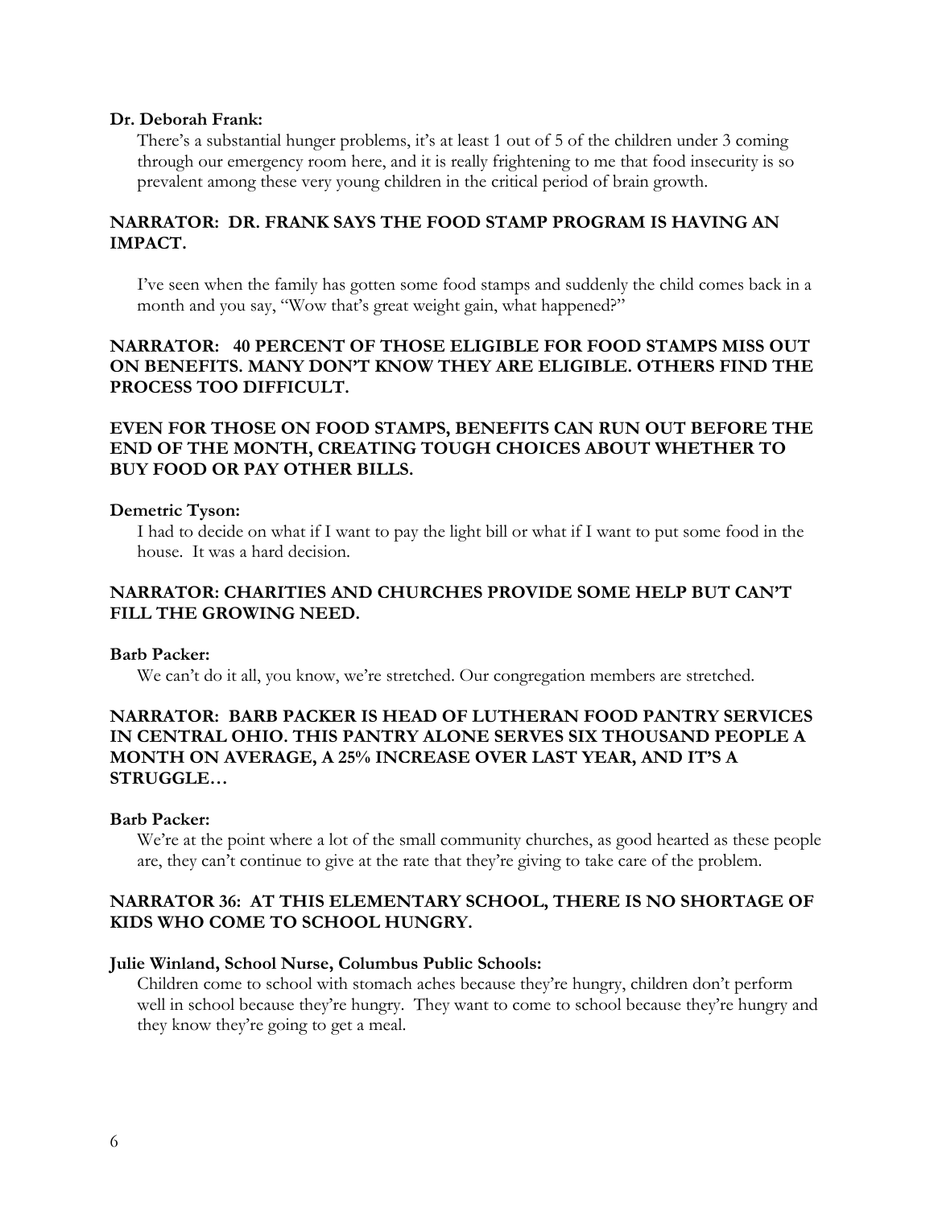**Dr. Deborah Frank:**

There's a substantial hunger problems, it's at least 1 out of 5 of the children under 3 coming through our emergency room here, and it is really frightening to me that food insecurity is so prevalent among these very young children in the critical period of brain growth.

**NARRATOR: DR. FRANK SAYS THE FOOD STAMP PROGRAM IS HAVING AN IMPACT.**

I've seen when the family has gotten some food stamps and suddenly the child comes back in a month and you say, "Wow that's great weight gain, what happened?"

**NARRATOR: 40 PERCENT OF THOSE ELIGIBLE FOR FOOD STAMPS MISS OUT ON BENEFITS. MANY DON'T KNOW THEY ARE ELIGIBLE. OTHERS FIND THE PROCESS TOO DIFFICULT.**

**EVEN FOR THOSE ON FOOD STAMPS, BENEFITS CAN RUN OUT BEFORE THE END OF THE MONTH, CREATING TOUGH CHOICES ABOUT WHETHER TO BUY FOOD OR PAY OTHER BILLS.**

**Demetric Tyson:**

I had to decide on what if I want to pay the light bill or what if I want to put some food in the house. It was a hard decision.

**NARRATOR: CHARITIES AND CHURCHES PROVIDE SOME HELP BUT CAN'T FILL THE GROWING NEED.**

**Barb Packer:**

We can't do it all, you know, we're stretched. Our congregation members are stretched.

**NARRATOR: BARB PACKER IS HEAD OF LUTHERAN FOOD PANTRY SERVICES IN CENTRAL OHIO. THIS PANTRY ALONE SERVES SIX THOUSAND PEOPLE A MONTH ON AVERAGE, A 25% INCREASE OVER LAST YEAR, AND IT'S A STRUGGLE…**

**Barb Packer:**

We're at the point where a lot of the small community churches, as good hearted as these people are, they can't continue to give at the rate that they're giving to take care of the problem.

**NARRATOR 36: AT THIS ELEMENTARY SCHOOL, THERE IS NO SHORTAGE OF KIDS WHO COME TO SCHOOL HUNGRY.**

**Julie Winland, School Nurse, Columbus Public Schools:**

Children come to school with stomach aches because they're hungry, children don't perform well in school because they're hungry. They want to come to school because they're hungry and they know they're going to get a meal.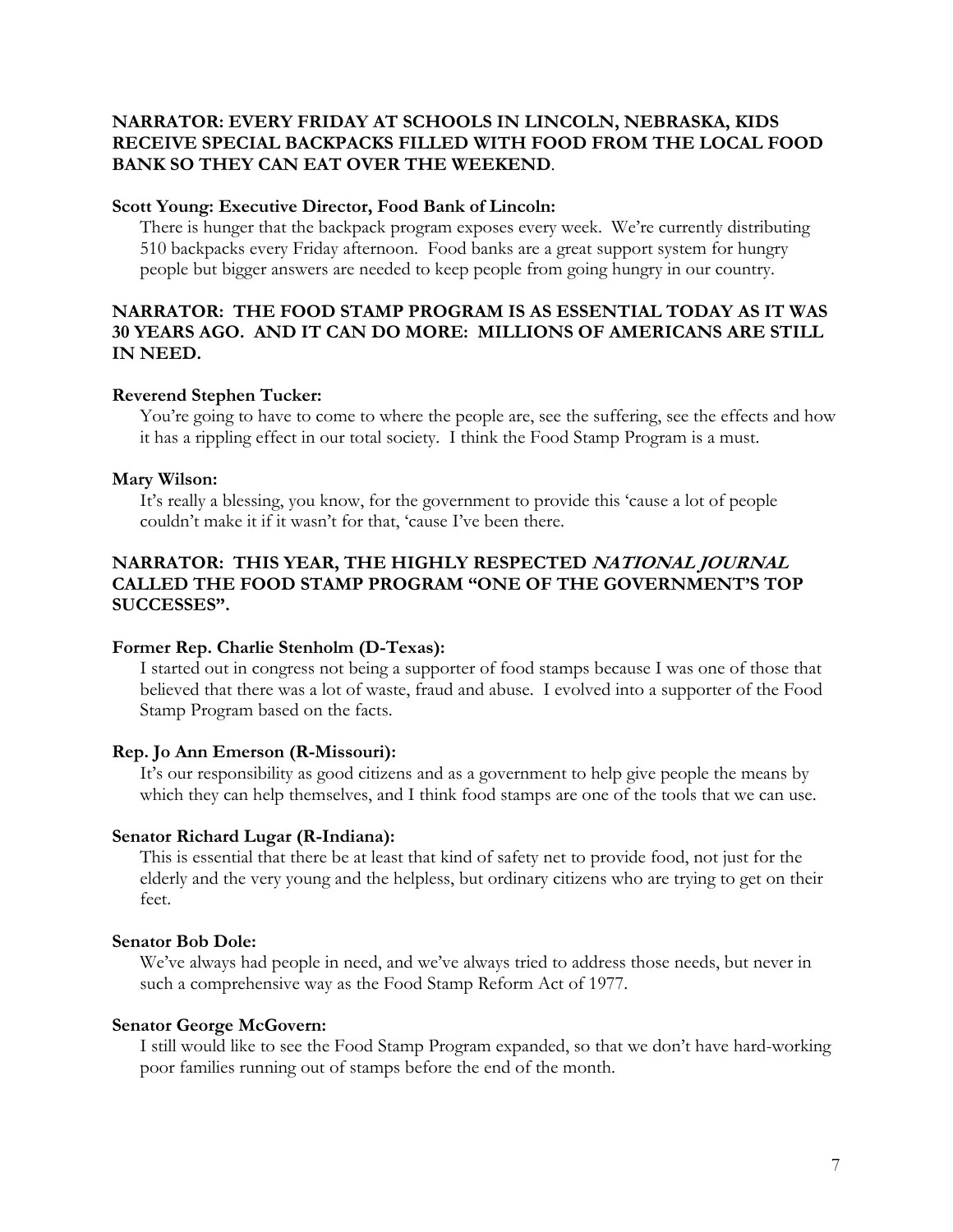**NARRATOR: EVERY FRIDAY AT SCHOOLS IN LINCOLN, NEBRASKA, KIDS RECEIVE SPECIAL BACKPACKS FILLED WITH FOOD FROM THE LOCAL FOOD BANK SO THEY CAN EAT OVER THE WEEKEND**.

**Scott Young: Executive Director, Food Bank of Lincoln:**

There is hunger that the backpack program exposes every week. We're currently distributing 510 backpacks every Friday afternoon. Food banks are a great support system for hungry people but bigger answers are needed to keep people from going hungry in our country.

**NARRATOR: THE FOOD STAMP PROGRAM IS AS ESSENTIAL TODAY AS IT WAS 30 YEARS AGO. AND IT CAN DO MORE: MILLIONS OF AMERICANS ARE STILL IN NEED.**

**Reverend Stephen Tucker:**

You're going to have to come to where the people are, see the suffering, see the effects and how it has a rippling effect in our total society. I think the Food Stamp Program is a must.

**Mary Wilson:**

It's really a blessing, you know, for the government to provide this 'cause a lot of people couldn't make it if it wasn't for that, 'cause I've been there.

**NARRATOR: THIS YEAR, THE HIGHLY RESPECTED *NATIONAL JOURNAL* CALLED THE FOOD STAMP PROGRAM "ONE OF THE GOVERNMENT'S TOP SUCCESSES".**

**Former Rep. Charlie Stenholm (D-Texas):**

I started out in congress not being a supporter of food stamps because I was one of those that believed that there was a lot of waste, fraud and abuse. I evolved into a supporter of the Food Stamp Program based on the facts.

**Rep. Jo Ann Emerson (R-Missouri):**

It's our responsibility as good citizens and as a government to help give people the means by which they can help themselves, and I think food stamps are one of the tools that we can use.

**Senator Richard Lugar (R-Indiana):**

This is essential that there be at least that kind of safety net to provide food, not just for the elderly and the very young and the helpless, but ordinary citizens who are trying to get on their feet.

**Senator Bob Dole:**

We've always had people in need, and we've always tried to address those needs, but never in such a comprehensive way as the Food Stamp Reform Act of 1977.

**Senator George McGovern:**

I still would like to see the Food Stamp Program expanded, so that we don't have hard-working poor families running out of stamps before the end of the month.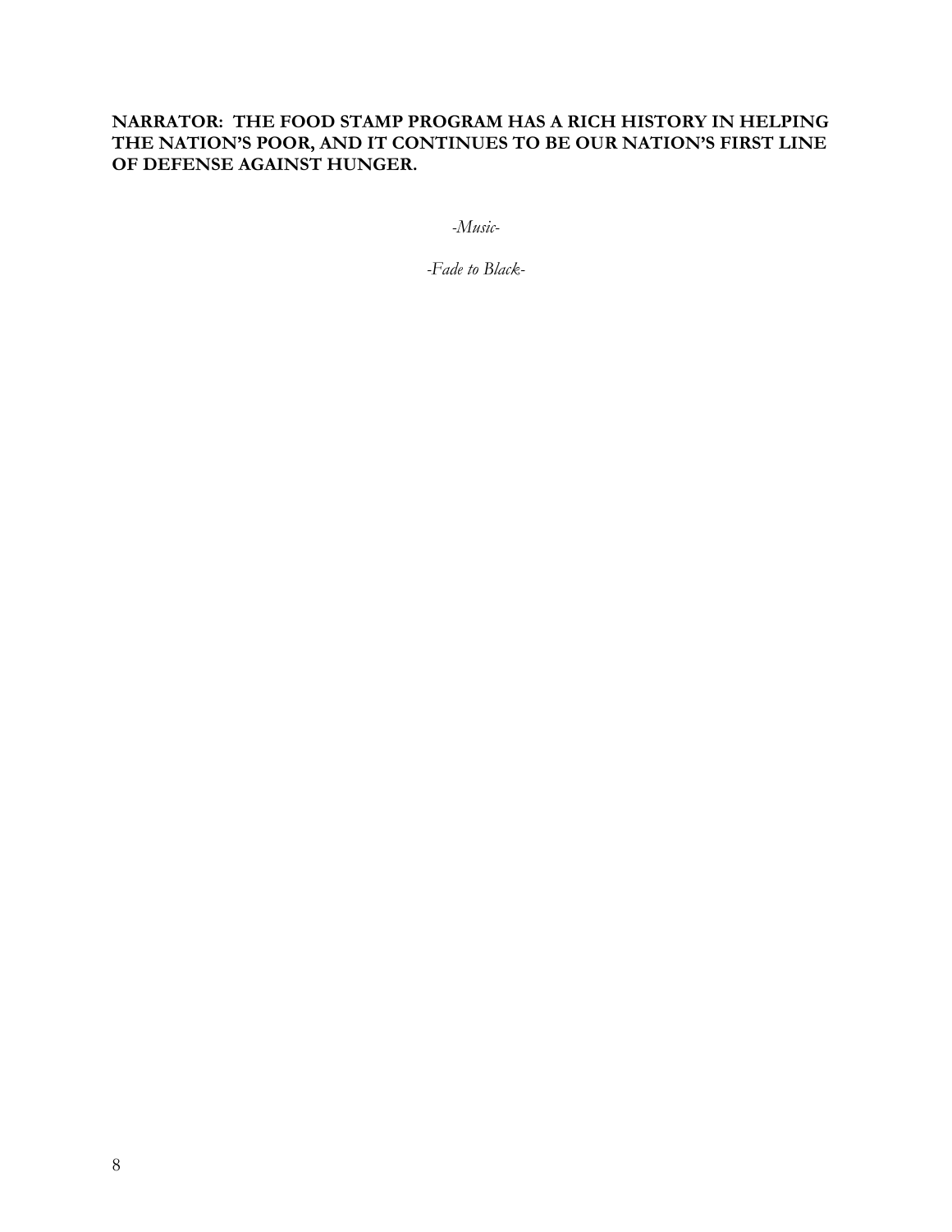**NARRATOR: THE FOOD STAMP PROGRAM HAS A RICH HISTORY IN HELPING THE NATION'S POOR, AND IT CONTINUES TO BE OUR NATION'S FIRST LINE OF DEFENSE AGAINST HUNGER.**

*-Music-*

*-Fade to Black-*